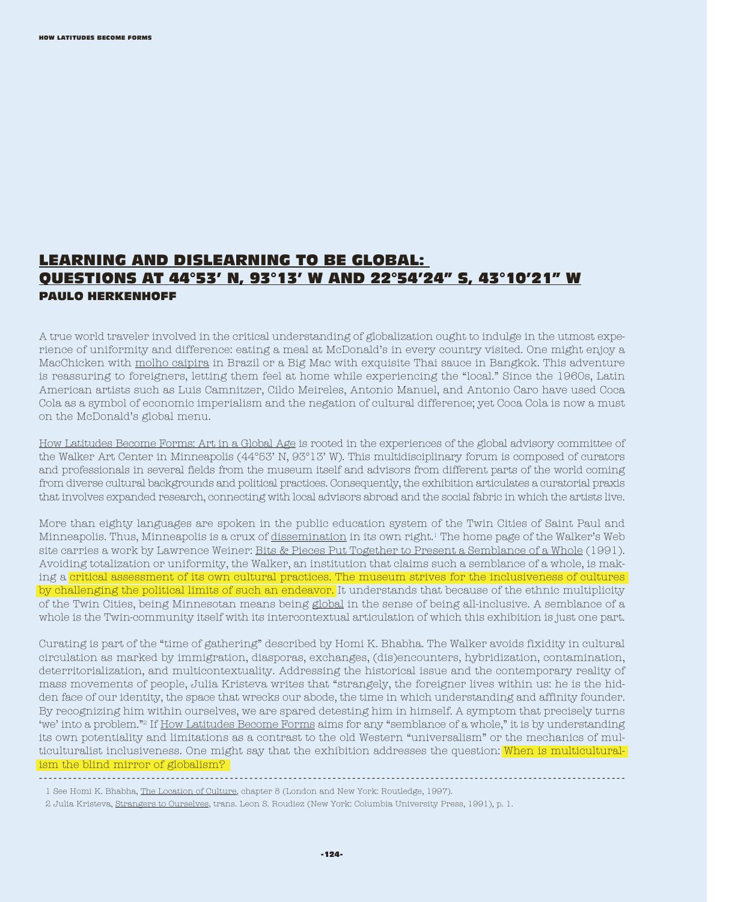# LEARNING AND DISLEARNING TO BE GLOBAL: QUESTIONS AT 44°53' N, 93°13' W AND 22°54'24" S, 43°10'21" W

**PAULO HERKENHOFF**

A true world traveler involved in the critical understanding of globalization ought to indulge in the utmost experience of uniformity and difference: eating a meal at McDonald's in every country visited. One might enjoy a MacChicken with molho caipira in Brazil or a Big Mac with exquisite Thai sauce in Bangkok. This adventure is reassuring to foreigners, letting them feel at home while experiencing the "local." Since the 1960s, Latin American artists such as Luis Camnitzer, Cildo Meireles, Antonio Manuel, and Antonio Caro have used Coca Cola as a symbol of economic imperialism and the negation of cultural difference; yet Coca Cola is now a must on the McDonald's global menu.

How Latitudes Become Forms: Art in a Global Age is rooted in the experiences of the global advisory committee of the Walker Art Center in Minneapolis (44°53' N, 93°13' W). This multidisciplinary forum is composed of curators and professionals in several fields from the museum itself and advisors from different parts of the world coming from diverse cultural backgrounds and political practices. Consequently, the exhibition articulates a curatorial praxis that involves expanded research, connecting with local advisors abroad and the social fabric in which the artists live.

More than eighty languages are spoken in the public education system of the Twin Cities of Saint Paul and Minneapolis. Thus, Minneapolis is a crux of dissemination in its own right.[1] The home page of the Walker's Web site carries a work by Lawrence Weiner: Bits & Pieces Put Together to Present a Semblance of a Whole (1991). Avoiding totalization or uniformity, the Walker, an institution that claims such a semblance of a whole, is making a critical assessment of its own cultural practices. The museum strives for the inclusiveness of cultures by challenging the political limits of such an endeavor. It understands that because of the ethnic multiplicity of the Twin Cities, being Minnesotan means being global in the sense of being all-inclusive. A semblance of a whole is the Twin-community itself with its intercontextual articulation of which this exhibition is just one part.

Curating is part of the "time of gathering" described by Homi K. Bhabha. The Walker avoids fixidity in cultural circulation as marked by immigration, diasporas, exchanges, (dis)encounters, hybridization, contamination, deterritorialization, and multicontextuality. Addressing the historical issue and the contemporary reality of mass movements of people, Julia Kristeva writes that "strangely, the foreigner lives within us: he is the hidden face of our identity, the space that wrecks our abode, the time in which understanding and affinity founder. By recognizing him within ourselves, we are spared detesting him in himself. A symptom that precisely turns 'we' into a problem."[2] If How Latitudes Become Forms aims for any "semblance of a whole," it is by understanding its own potentiality and limitations as a contrast to the old Western "universalism" or the mechanics of multiculturalist inclusiveness. One might say that the exhibition addresses the question: When is multiculturalism the blind mirror of globalism?

---

1 See Homi K. Bhabha, The Location of Culture, chapter 8 (London and New York: Routledge, 1997).

2 Julia Kristeva, Strangers to Ourselves, trans. Leon S. Roudiez (New York: Columbia University Press, 1991), p. 1.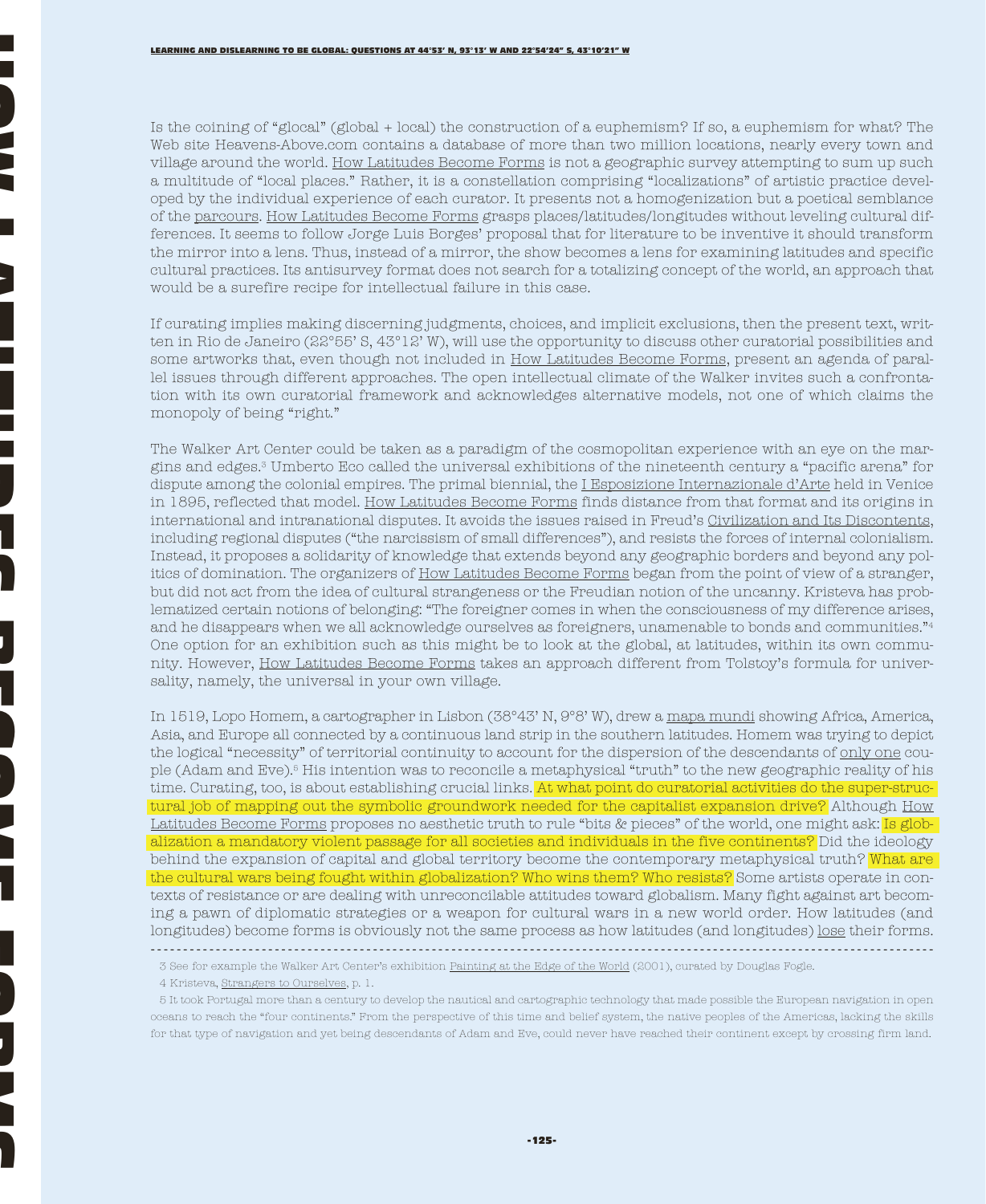Is the coining of "glocal" (global + local) the construction of a euphemism? If so, a euphemism for what? The Web site Heavens-Above.com contains a database of more than two million locations, nearly every town and village around the world. How Latitudes Become Forms is not a geographic survey attempting to sum up such a multitude of "local places." Rather, it is a constellation comprising "localizations" of artistic practice developed by the individual experience of each curator. It presents not a homogenization but a poetical semblance of the parcours. How Latitudes Become Forms grasps places/latitudes/longitudes without leveling cultural differences. It seems to follow Jorge Luis Borges' proposal that for literature to be inventive it should transform the mirror into a lens. Thus, instead of a mirror, the show becomes a lens for examining latitudes and specific cultural practices. Its antisurvey format does not search for a totalizing concept of the world, an approach that would be a surefire recipe for intellectual failure in this case.

If curating implies making discerning judgments, choices, and implicit exclusions, then the present text, written in Rio de Janeiro (22°55' S, 43°12' W), will use the opportunity to discuss other curatorial possibilities and some artworks that, even though not included in How Latitudes Become Forms, present an agenda of parallel issues through different approaches. The open intellectual climate of the Walker invites such a confrontation with its own curatorial framework and acknowledges alternative models, not one of which claims the monopoly of being "right."

The Walker Art Center could be taken as a paradigm of the cosmopolitan experience with an eye on the margins and edges.[3] Umberto Eco called the universal exhibitions of the nineteenth century a "pacific arena" for dispute among the colonial empires. The primal biennial, the I Esposizione Internazionale d'Arte held in Venice in 1895, reflected that model. How Latitudes Become Forms finds distance from that format and its origins in international and intranational disputes. It avoids the issues raised in Freud's Civilization and Its Discontents, including regional disputes ("the narcissism of small differences"), and resists the forces of internal colonialism. Instead, it proposes a solidarity of knowledge that extends beyond any geographic borders and beyond any politics of domination. The organizers of How Latitudes Become Forms began from the point of view of a stranger, but did not act from the idea of cultural strangeness or the Freudian notion of the uncanny. Kristeva has problematized certain notions of belonging: "The foreigner comes in when the consciousness of my difference arises, and he disappears when we all acknowledge ourselves as foreigners, unamenable to bonds and communities."[4] One option for an exhibition such as this might be to look at the global, at latitudes, within its own community. However, How Latitudes Become Forms takes an approach different from Tolstoy's formula for universality, namely, the universal in your own village.

In 1519, Lopo Homem, a cartographer in Lisbon (38°43' N, 9°8' W), drew a mapa mundi showing Africa, America, Asia, and Europe all connected by a continuous land strip in the southern latitudes. Homem was trying to depict the logical "necessity" of territorial continuity to account for the dispersion of the descendants of only one couple (Adam and Eve).[5] His intention was to reconcile a metaphysical "truth" to the new geographic reality of his time. Curating, too, is about establishing crucial links. At what point do curatorial activities do the super-structural job of mapping out the symbolic groundwork needed for the capitalist expansion drive? Although How Latitudes Become Forms proposes no aesthetic truth to rule "bits & pieces" of the world, one might ask: Is globalization a mandatory violent passage for all societies and individuals in the five continents? Did the ideology behind the expansion of capital and global territory become the contemporary metaphysical truth? What are the cultural wars being fought within globalization? Who wins them? Who resists? Some artists operate in contexts of resistance or are dealing with unreconcilable attitudes toward globalism. Many fight against art becoming a pawn of diplomatic strategies or a weapon for cultural wars in a new world order. How latitudes (and longitudes) become forms is obviously not the same process as how latitudes (and longitudes) lose their forms.

---

3 See for example the Walker Art Center's exhibition Painting at the Edge of the World (2001), curated by Douglas Fogle.

4 Kristeva, Strangers to Ourselves, p. 1.

5 It took Portugal more than a century to develop the nautical and cartographic technology that made possible the European navigation in open oceans to reach the "four continents." From the perspective of this time and belief system, the native peoples of the Americas, lacking the skills for that type of navigation and yet being descendants of Adam and Eve, could never have reached their continent except by crossing firm land.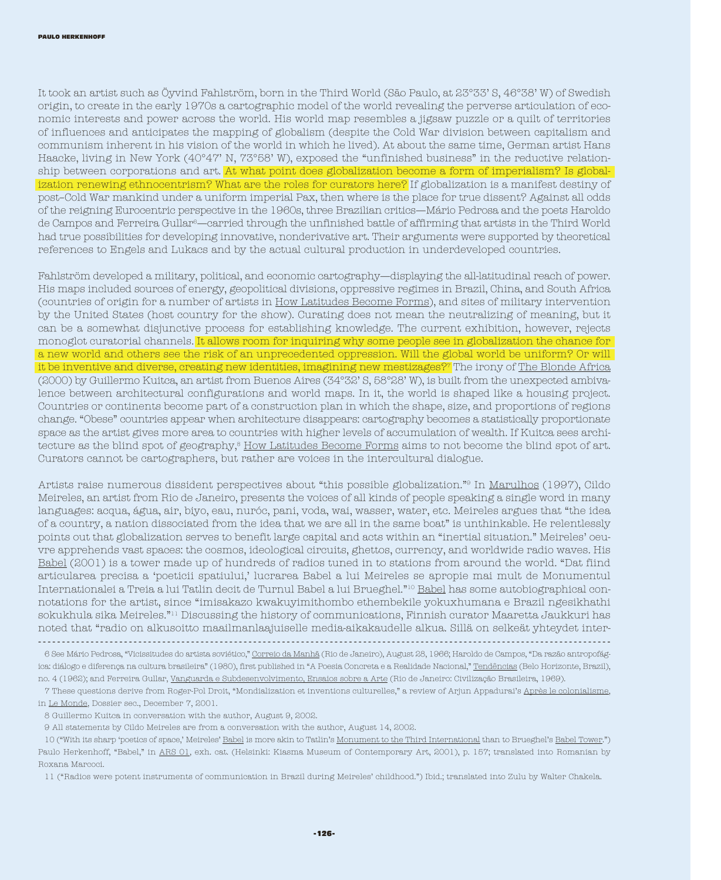It took an artist such as Öyvind Fahlström, born in the Third World (São Paulo, at 23°33' S, 46°38' W) of Swedish origin, to create in the early 1970s a cartographic model of the world revealing the perverse articulation of economic interests and power across the world. His world map resembles a jigsaw puzzle or a quilt of territories of influences and anticipates the mapping of globalism (despite the Cold War division between capitalism and communism inherent in his vision of the world in which he lived). At about the same time, German artist Hans Haacke, living in New York (40°47' N, 73°58' W), exposed the "unfinished business" in the reductive relationship between corporations and art. At what point does globalization become a form of imperialism? Is globalization renewing ethnocentrism? What are the roles for curators here? If globalization is a manifest destiny of post–Cold War mankind under a uniform imperial Pax, then where is the place for true dissent? Against all odds of the reigning Eurocentric perspective in the 1960s, three Brazilian critics—Mário Pedrosa and the poets Haroldo de Campos and Ferreira Gullar[6]—carried through the unfinished battle of affirming that artists in the Third World had true possibilities for developing innovative, nonderivative art. Their arguments were supported by theoretical references to Engels and Lukacs and by the actual cultural production in underdeveloped countries.

Fahlström developed a military, political, and economic cartography—displaying the all-latitudinal reach of power. His maps included sources of energy, geopolitical divisions, oppressive regimes in Brazil, China, and South Africa (countries of origin for a number of artists in How Latitudes Become Forms), and sites of military intervention by the United States (host country for the show). Curating does not mean the neutralizing of meaning, but it can be a somewhat disjunctive process for establishing knowledge. The current exhibition, however, rejects monoglot curatorial channels. It allows room for inquiring why some people see in globalization the chance for a new world and others see the risk of an unprecedented oppression. Will the global world be uniform? Or will it be inventive and diverse, creating new identities, imagining new mestizages?[7] The irony of The Blonde Africa (2000) by Guillermo Kuitca, an artist from Buenos Aires (34°32' S, 58°28' W), is built from the unexpected ambivalence between architectural configurations and world maps. In it, the world is shaped like a housing project. Countries or continents become part of a construction plan in which the shape, size, and proportions of regions change. "Obese" countries appear when architecture disappears: cartography becomes a statistically proportionate space as the artist gives more area to countries with higher levels of accumulation of wealth. If Kuitca sees architecture as the blind spot of geography,[8] How Latitudes Become Forms aims to not become the blind spot of art. Curators cannot be cartographers, but rather are voices in the intercultural dialogue.

Artists raise numerous dissident perspectives about "this possible globalization."[9] In Marulhos (1997), Cildo Meireles, an artist from Rio de Janeiro, presents the voices of all kinds of people speaking a single word in many languages: acqua, água, air, biyo, eau, nuróc, pani, voda, wai, wasser, water, etc. Meireles argues that "the idea of a country, a nation dissociated from the idea that we are all in the same boat" is unthinkable. He relentlessly points out that globalization serves to benefit large capital and acts within an "inertial situation." Meireles' oeuvre apprehends vast spaces: the cosmos, ideological circuits, ghettos, currency, and worldwide radio waves. His Babel (2001) is a tower made up of hundreds of radios tuned in to stations from around the world. "Dat fiind articularea precisa a 'poeticii spatiului,' lucrarea Babel a lui Meireles se apropie mai mult de Monumentul Internationalei a Treia a lui Tatlin decit de Turnul Babel a lui Brueghel."[10] Babel has some autobiographical connotations for the artist, since "imisakazo kwakuyimithombo ethembekile yokuxhumana e Brazil ngesikhathi sokukhula sika Meireles."[11] Discussing the history of communications, Finnish curator Maaretta Jaukkuri has noted that "radio on alkusoitto maailmanlaajuiselle media-aikakaudelle alkua. Sillä on selkeät yhteydet inter-

---

6 See Mário Pedrosa, "Vicissitudes do artista soviético," Correio da Manhã (Rio de Janeiro), August 28, 1966; Haroldo de Campos, "Da razão antropofágica: diálogo e diferença na cultura brasileira" (1980), first published in "A Poesia Concreta e a Realidade Nacional," Tendências (Belo Horizonte, Brazil), no. 4 (1962); and Ferreira Gullar, Vanguarda e Subdesenvolvimento, Ensaios sobre a Arte (Rio de Janeiro: Civilização Brasileira, 1969).

7 These questions derive from Roger-Pol Droit, "Mondialization et inventions culturelles," a review of Arjun Appadurai's Après le colonialisme, in Le Monde, Dossier sec., December 7, 2001.

8 Guillermo Kuitca in conversation with the author, August 9, 2002.

9 All statements by Cildo Meireles are from a conversation with the author, August 14, 2002.

10 ("With its sharp 'poetics of space,' Meireles' Babel is more akin to Tatlin's Monument to the Third International than to Brueghel's Babel Tower.") Paulo Herkenhoff, "Babel," in ARS 01, exh. cat. (Helsinki: Kiasma Museum of Contemporary Art, 2001), p. 157; translated into Romanian by Roxana Marcoci.

11 ("Radios were potent instruments of communication in Brazil during Meireles' childhood.") Ibid.; translated into Zulu by Walter Chakela.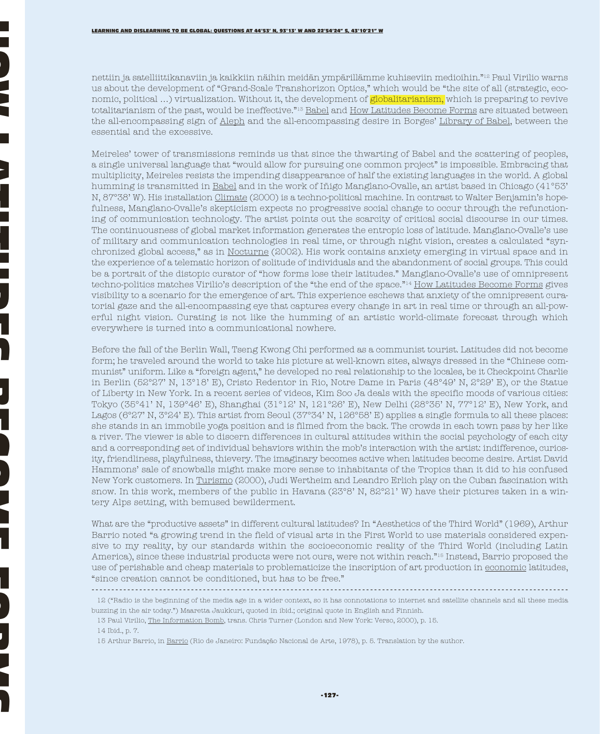nettiin ja satelliittikanaviin ja kaikkiin näihin meidän ympärillämme kuhiseviin medioihin."[12] Paul Virilio warns us about the development of "Grand-Scale Transhorizon Optics," which would be "the site of all (strategic, economic, political ...) virtualization. Without it, the development of globalitarianism, which is preparing to revive totalitarianism of the past, would be ineffective."[13] Babel and How Latitudes Become Forms are situated between the all-encompassing sign of Aleph and the all-encompassing desire in Borges' Library of Babel, between the essential and the excessive.

Meireles' tower of transmissions reminds us that since the thwarting of Babel and the scattering of peoples, a single universal language that "would allow for pursuing one common project" is impossible. Embracing that multiplicity, Meireles resists the impending disappearance of half the existing languages in the world. A global humming is transmitted in Babel and in the work of Iñigo Manglano-Ovalle, an artist based in Chicago (41°53' N, 87°38' W). His installation Climate (2000) is a techno-political machine. In contrast to Walter Benjamin's hopefulness, Manglano-Ovalle's skepticism expects no progressive social change to occur through the refunctioning of communication technology. The artist points out the scarcity of critical social discourse in our times. The continuousness of global market information generates the entropic loss of latitude. Manglano-Ovalle's use of military and communication technologies in real time, or through night vision, creates a calculated "synchronized global access," as in Nocturne (2002). His work contains anxiety emerging in virtual space and in the experience of a telematic horizon of solitude of individuals and the abandonment of social groups. This could be a portrait of the distopic curator of "how forms lose their latitudes." Manglano-Ovalle's use of omnipresent techno-politics matches Virilio's description of the "the end of the space."[14] How Latitudes Become Forms gives visibility to a scenario for the emergence of art. This experience eschews that anxiety of the omnipresent curatorial gaze and the all-encompassing eye that captures every change in art in real time or through an all-powerful night vision. Curating is not like the humming of an artistic world-climate forecast through which everywhere is turned into a communicational nowhere.

Before the fall of the Berlin Wall, Tseng Kwong Chi performed as a communist tourist. Latitudes did not become form; he traveled around the world to take his picture at well-known sites, always dressed in the "Chinese communist" uniform. Like a "foreign agent," he developed no real relationship to the locales, be it Checkpoint Charlie in Berlin (52°27' N, 13°18' E), Cristo Redentor in Rio, Notre Dame in Paris (48°49' N, 2°29' E), or the Statue of Liberty in New York. In a recent series of videos, Kim Soo Ja deals with the specific moods of various cities: Tokyo (35°41' N, 139°46' E), Shanghai (31°12' N, 121°26' E), New Delhi (28°35' N, 77°12' E), New York, and Lagos (6°27' N, 3°24' E). This artist from Seoul (37°34' N, 126°58' E) applies a single formula to all these places: she stands in an immobile yoga position and is filmed from the back. The crowds in each town pass by her like a river. The viewer is able to discern differences in cultural attitudes within the social psychology of each city and a corresponding set of individual behaviors within the mob's interaction with the artist: indifference, curiosity, friendliness, playfulness, thievery. The imaginary becomes active when latitudes become desire. Artist David Hammons' sale of snowballs might make more sense to inhabitants of the Tropics than it did to his confused New York customers. In Turismo (2000), Judi Wertheim and Leandro Erlich play on the Cuban fascination with snow. In this work, members of the public in Havana (23°8' N, 82°21' W) have their pictures taken in a wintery Alps setting, with bemused bewilderment.

What are the "productive assets" in different cultural latitudes? In "Aesthetics of the Third World" (1969), Arthur Barrio noted "a growing trend in the field of visual arts in the First World to use materials considered expensive to my reality, by our standards within the socioeconomic reality of the Third World (including Latin America), since these industrial products were not ours, were not within reach."[15] Instead, Barrio proposed the use of perishable and cheap materials to problematicize the inscription of art production in economic latitudes, "since creation cannot be conditioned, but has to be free."

---

12 ("Radio is the beginning of the media age in a wider context, so it has connotations to internet and satellite channels and all these media buzzing in the air today.") Maaretta Jaukkuri, quoted in ibid.; original quote in English and Finnish.

13 Paul Virilio, The Information Bomb, trans. Chris Turner (London and New York: Verso, 2000), p. 15.

14 Ibid., p. 7.

15 Arthur Barrio, in Barrio (Rio de Janeiro: Fundação Nacional de Arte, 1978), p. 5. Translation by the author.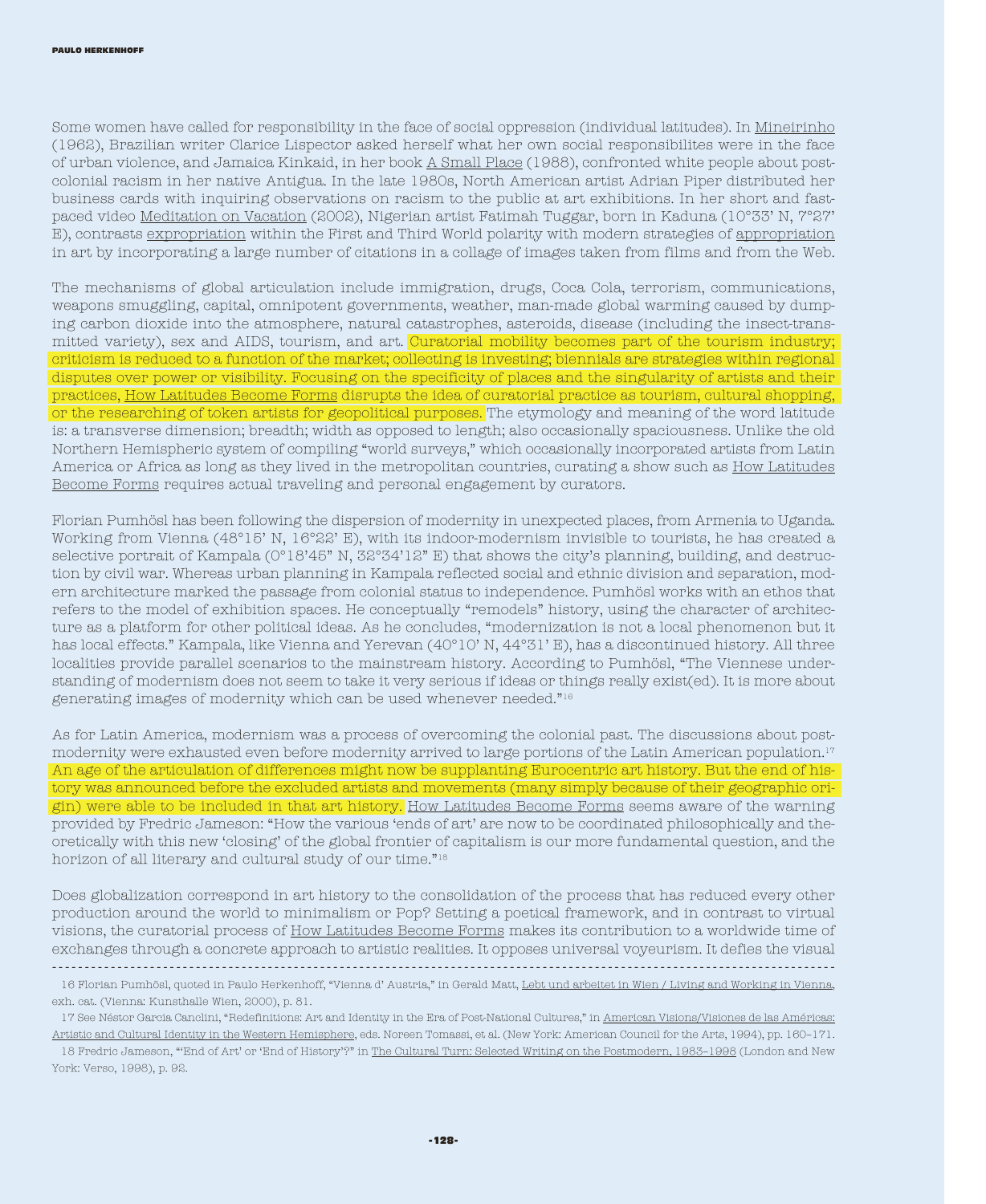Some women have called for responsibility in the face of social oppression (individual latitudes). In Mineirinho (1962), Brazilian writer Clarice Lispector asked herself what her own social responsibilites were in the face of urban violence, and Jamaica Kinkaid, in her book A Small Place (1988), confronted white people about post-colonial racism in her native Antigua. In the late 1980s, North American artist Adrian Piper distributed her business cards with inquiring observations on racism to the public at art exhibitions. In her short and fast-paced video Meditation on Vacation (2002), Nigerian artist Fatimah Tuggar, born in Kaduna (10°33' N, 7°27' E), contrasts expropriation within the First and Third World polarity with modern strategies of appropriation in art by incorporating a large number of citations in a collage of images taken from films and from the Web.

The mechanisms of global articulation include immigration, drugs, Coca Cola, terrorism, communications, weapons smuggling, capital, omnipotent governments, weather, man-made global warming caused by dumping carbon dioxide into the atmosphere, natural catastrophes, asteroids, disease (including the insect-transmitted variety), sex and AIDS, tourism, and art. Curatorial mobility becomes part of the tourism industry; criticism is reduced to a function of the market; collecting is investing; biennials are strategies within regional disputes over power or visibility. Focusing on the specificity of places and the singularity of artists and their practices, How Latitudes Become Forms disrupts the idea of curatorial practice as tourism, cultural shopping, or the researching of token artists for geopolitical purposes. The etymology and meaning of the word latitude is: a transverse dimension; breadth; width as opposed to length; also occasionally spaciousness. Unlike the old Northern Hemispheric system of compiling "world surveys," which occasionally incorporated artists from Latin America or Africa as long as they lived in the metropolitan countries, curating a show such as How Latitudes Become Forms requires actual traveling and personal engagement by curators.

Florian Pumhösl has been following the dispersion of modernity in unexpected places, from Armenia to Uganda. Working from Vienna (48°15' N, 16°22' E), with its indoor-modernism invisible to tourists, he has created a selective portrait of Kampala (0°18'45" N, 32°34'12" E) that shows the city's planning, building, and destruction by civil war. Whereas urban planning in Kampala reflected social and ethnic division and separation, modern architecture marked the passage from colonial status to independence. Pumhösl works with an ethos that refers to the model of exhibition spaces. He conceptually "remodels" history, using the character of architecture as a platform for other political ideas. As he concludes, "modernization is not a local phenomenon but it has local effects." Kampala, like Vienna and Yerevan (40°10' N, 44°31' E), has a discontinued history. All three localities provide parallel scenarios to the mainstream history. According to Pumhösl, "The Viennese understanding of modernism does not seem to take it very serious if ideas or things really exist(ed). It is more about generating images of modernity which can be used whenever needed."[16]

As for Latin America, modernism was a process of overcoming the colonial past. The discussions about post-modernity were exhausted even before modernity arrived to large portions of the Latin American population.[17] An age of the articulation of differences might now be supplanting Eurocentric art history. But the end of history was announced before the excluded artists and movements (many simply because of their geographic origin) were able to be included in that art history. How Latitudes Become Forms seems aware of the warning provided by Fredric Jameson: "How the various 'ends of art' are now to be coordinated philosophically and theoretically with this new 'closing' of the global frontier of capitalism is our more fundamental question, and the horizon of all literary and cultural study of our time."[18]

Does globalization correspond in art history to the consolidation of the process that has reduced every other production around the world to minimalism or Pop? Setting a poetical framework, and in contrast to virtual visions, the curatorial process of How Latitudes Become Forms makes its contribution to a worldwide time of exchanges through a concrete approach to artistic realities. It opposes universal voyeurism. It defies the visual

---

16 Florian Pumhösl, quoted in Paulo Herkenhoff, "Vienna d' Austria," in Gerald Matt, Lebt und arbeitet in Wien / Living and Working in Vienna, exh. cat. (Vienna: Kunsthalle Wien, 2000), p. 81.

17 See Néstor Garcia Canclini, "Redefinitions: Art and Identity in the Era of Post-National Cultures," in American Visions/Visiones de las Américas: Artistic and Cultural Identity in the Western Hemisphere, eds. Noreen Tomassi, et al. (New York: American Council for the Arts, 1994), pp. 160–171.

18 Fredric Jameson, "'End of Art' or 'End of History'?" in The Cultural Turn: Selected Writing on the Postmodern, 1983–1998 (London and New York: Verso, 1998), p. 92.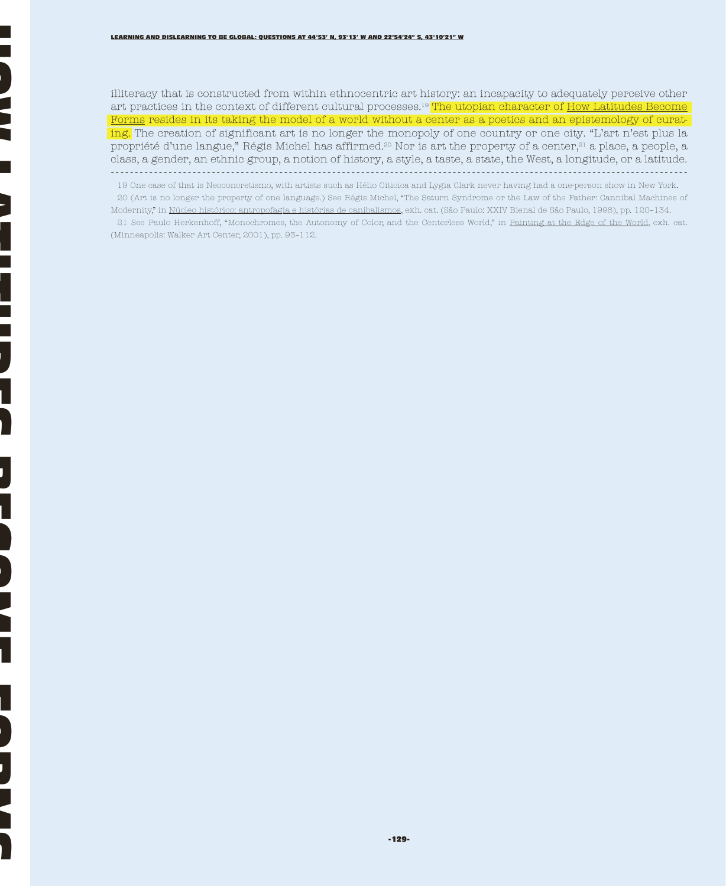illiteracy that is constructed from within ethnocentric art history: an incapacity to adequately perceive other art practices in the context of different cultural processes.[19] The utopian character of How Latitudes Become Forms resides in its taking the model of a world without a center as a poetics and an epistemology of curating. The creation of significant art is no longer the monopoly of one country or one city. “L’art n’est plus la propriété d’une langue,” Régis Michel has affirmed.[20] Nor is art the property of a center,[21] a place, a people, a class, a gender, an ethnic group, a notion of history, a style, a taste, a state, the West, a longitude, or a latitude.

---

19 One case of that is Neoconcretismo, with artists such as Hélio Oiticica and Lygia Clark never having had a one-person show in New York.

20 (Art is no longer the property of one language.) See Régis Michel, “The Saturn Syndrome or the Law of the Father: Cannibal Machines of Modernity,” in Núcleo histórico: antropofagia e histórias de canibalismos, exh. cat. (São Paulo: XXIV Bienal de São Paulo, 1998), pp. 120–134.

21 See Paulo Herkenhoff, “Monochromes, the Autonomy of Color, and the Centerless World,” in Painting at the Edge of the World, exh. cat. (Minneapolis: Walker Art Center, 2001), pp. 93–112.